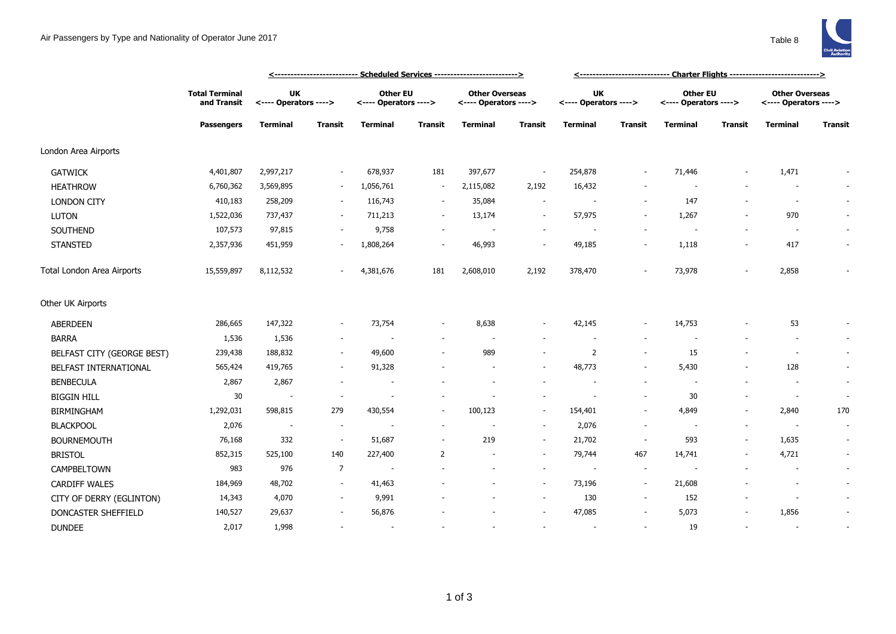Air Passengers by Type and Nationality of Operator June 2017

Table 8

| | Total Terminal and Transit | Scheduled Services | | | | | | Charter Flights | | | | | |
|---|---|---|---|---|---|---|---|---|---|---|---|---|---|
| | | UK <---- Operators ----> | | Other EU <---- Operators ----> | | Other Overseas <---- Operators ----> | | UK <---- Operators ----> | | Other EU <---- Operators ----> | | Other Overseas <---- Operators ----> | |
| | Passengers | Terminal | Transit | Terminal | Transit | Terminal | Transit | Terminal | Transit | Terminal | Transit | Terminal | Transit |
| London Area Airports | | | | | | | | | | | | | |
| GATWICK | 4,401,807 | 2,997,217 | - | 678,937 | 181 | 397,677 | - | 254,878 | - | 71,446 | - | 1,471 | - |
| HEATHROW | 6,760,362 | 3,569,895 | - | 1,056,761 | - | 2,115,082 | 2,192 | 16,432 | - | - | - | - | - |
| LONDON CITY | 410,183 | 258,209 | - | 116,743 | - | 35,084 | - | - | - | 147 | - | - | - |
| LUTON | 1,522,036 | 737,437 | - | 711,213 | - | 13,174 | - | 57,975 | - | 1,267 | - | 970 | - |
| SOUTHEND | 107,573 | 97,815 | - | 9,758 | - | - | - | - | - | - | - | - | - |
| STANSTED | 2,357,936 | 451,959 | - | 1,808,264 | - | 46,993 | - | 49,185 | - | 1,118 | - | 417 | - |
| Total London Area Airports | 15,559,897 | 8,112,532 | - | 4,381,676 | 181 | 2,608,010 | 2,192 | 378,470 | - | 73,978 | - | 2,858 | - |
| Other UK Airports | | | | | | | | | | | | | |
| ABERDEEN | 286,665 | 147,322 | - | 73,754 | - | 8,638 | - | 42,145 | - | 14,753 | - | 53 | - |
| BARRA | 1,536 | 1,536 | - | - | - | - | - | - | - | - | - | - | - |
| BELFAST CITY (GEORGE BEST) | 239,438 | 188,832 | - | 49,600 | - | 989 | - | 2 | - | 15 | - | - | - |
| BELFAST INTERNATIONAL | 565,424 | 419,765 | - | 91,328 | - | - | - | 48,773 | - | 5,430 | - | 128 | - |
| BENBECULA | 2,867 | 2,867 | - | - | - | - | - | - | - | - | - | - | - |
| BIGGIN HILL | 30 | - | - | - | - | - | - | - | - | 30 | - | - | - |
| BIRMINGHAM | 1,292,031 | 598,815 | 279 | 430,554 | - | 100,123 | - | 154,401 | - | 4,849 | - | 2,840 | 170 |
| BLACKPOOL | 2,076 | - | - | - | - | - | - | 2,076 | - | - | - | - | - |
| BOURNEMOUTH | 76,168 | 332 | - | 51,687 | - | 219 | - | 21,702 | - | 593 | - | 1,635 | - |
| BRISTOL | 852,315 | 525,100 | 140 | 227,400 | 2 | - | - | 79,744 | 467 | 14,741 | - | 4,721 | - |
| CAMPBELTOWN | 983 | 976 | 7 | - | - | - | - | - | - | - | - | - | - |
| CARDIFF WALES | 184,969 | 48,702 | - | 41,463 | - | - | - | 73,196 | - | 21,608 | - | - | - |
| CITY OF DERRY (EGLINTON) | 14,343 | 4,070 | - | 9,991 | - | - | - | 130 | - | 152 | - | - | - |
| DONCASTER SHEFFIELD | 140,527 | 29,637 | - | 56,876 | - | - | - | 47,085 | - | 5,073 | - | 1,856 | - |
| DUNDEE | 2,017 | 1,998 | - | - | - | - | - | - | - | 19 | - | - | - |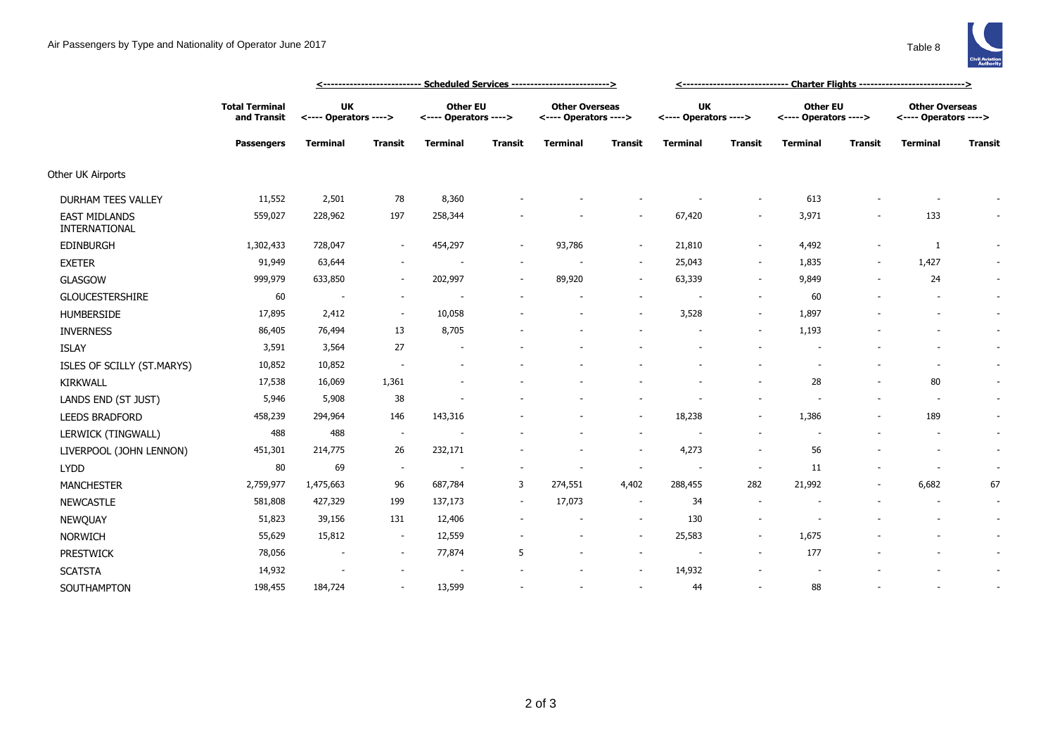# Air Passengers by Type and Nationality of Operator June 2017

Table 8

| | Total Terminal and Transit | Scheduled Services | | | | | | Charter Flights | | | | | |
|---|---|---|---|---|---|---|---|---|---|---|---|---|---|
| | | UK <---- Operators ----> | | Other EU <---- Operators ----> | | Other Overseas <---- Operators ----> | | UK <---- Operators ----> | | Other EU <---- Operators ----> | | Other Overseas <---- Operators ----> | |
| | **Passengers** | **Terminal** | **Transit** | **Terminal** | **Transit** | **Terminal** | **Transit** | **Terminal** | **Transit** | **Terminal** | **Transit** | **Terminal** | **Transit** |
| Other UK Airports | | | | | | | | | | | | | |
| DURHAM TEES VALLEY | 11,552 | 2,501 | 78 | 8,360 | - | - | - | - | - | 613 | - | - | - |
| EAST MIDLANDS INTERNATIONAL | 559,027 | 228,962 | 197 | 258,344 | - | - | - | 67,420 | - | 3,971 | - | 133 | - |
| EDINBURGH | 1,302,433 | 728,047 | - | 454,297 | - | 93,786 | - | 21,810 | - | 4,492 | - | 1 | - |
| EXETER | 91,949 | 63,644 | - | - | - | - | - | 25,043 | - | 1,835 | - | 1,427 | - |
| GLASGOW | 999,979 | 633,850 | - | 202,997 | - | 89,920 | - | 63,339 | - | 9,849 | - | 24 | - |
| GLOUCESTERSHIRE | 60 | - | - | - | - | - | - | - | - | 60 | - | - | - |
| HUMBERSIDE | 17,895 | 2,412 | - | 10,058 | - | - | - | 3,528 | - | 1,897 | - | - | - |
| INVERNESS | 86,405 | 76,494 | 13 | 8,705 | - | - | - | - | - | 1,193 | - | - | - |
| ISLAY | 3,591 | 3,564 | 27 | - | - | - | - | - | - | - | - | - | - |
| ISLES OF SCILLY (ST.MARYS) | 10,852 | 10,852 | - | - | - | - | - | - | - | - | - | - | - |
| KIRKWALL | 17,538 | 16,069 | 1,361 | - | - | - | - | - | - | 28 | - | 80 | - |
| LANDS END (ST JUST) | 5,946 | 5,908 | 38 | - | - | - | - | - | - | - | - | - | - |
| LEEDS BRADFORD | 458,239 | 294,964 | 146 | 143,316 | - | - | - | 18,238 | - | 1,386 | - | 189 | - |
| LERWICK (TINGWALL) | 488 | 488 | - | - | - | - | - | - | - | - | - | - | - |
| LIVERPOOL (JOHN LENNON) | 451,301 | 214,775 | 26 | 232,171 | - | - | - | 4,273 | - | 56 | - | - | - |
| LYDD | 80 | 69 | - | - | - | - | - | - | - | 11 | - | - | - |
| MANCHESTER | 2,759,977 | 1,475,663 | 96 | 687,784 | 3 | 274,551 | 4,402 | 288,455 | 282 | 21,992 | - | 6,682 | 67 |
| NEWCASTLE | 581,808 | 427,329 | 199 | 137,173 | - | 17,073 | - | 34 | - | - | - | - | - |
| NEWQUAY | 51,823 | 39,156 | 131 | 12,406 | - | - | - | 130 | - | - | - | - | - |
| NORWICH | 55,629 | 15,812 | - | 12,559 | - | - | - | 25,583 | - | 1,675 | - | - | - |
| PRESTWICK | 78,056 | - | - | 77,874 | 5 | - | - | - | - | 177 | - | - | - |
| SCATSTA | 14,932 | - | - | - | - | - | - | 14,932 | - | - | - | - | - |
| SOUTHAMPTON | 198,455 | 184,724 | - | 13,599 | - | - | - | 44 | - | 88 | - | - | - |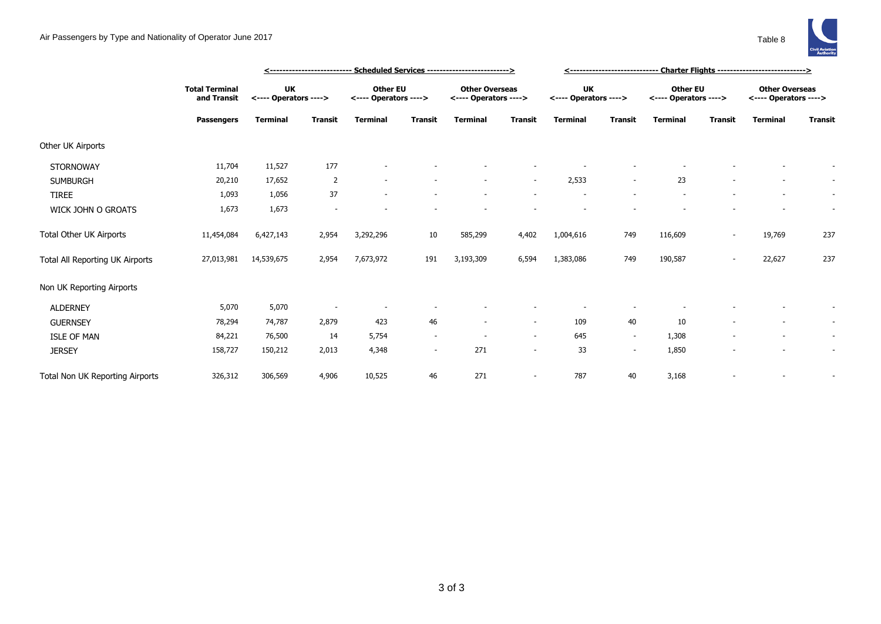Air Passengers by Type and Nationality of Operator June 2017

Table 8

| | Total Terminal and Transit | Scheduled Services | | | | | | Charter Flights | | | | | |
|---|---|---|---|---|---|---|---|---|---|---|---|---|---|
| | | UK <---- Operators ----> | | Other EU <---- Operators ----> | | Other Overseas <---- Operators ----> | | UK <---- Operators ----> | | Other EU <---- Operators ----> | | Other Overseas <---- Operators ----> | |
| | **Passengers** | **Terminal** | **Transit** | **Terminal** | **Transit** | **Terminal** | **Transit** | **Terminal** | **Transit** | **Terminal** | **Transit** | **Terminal** | **Transit** |
| Other UK Airports | | | | | | | | | | | | | |
| STORNOWAY | 11,704 | 11,527 | 177 | - | - | - | - | - | - | - | - | - | - |
| SUMBURGH | 20,210 | 17,652 | 2 | - | - | - | - | 2,533 | - | 23 | - | - | - |
| TIREE | 1,093 | 1,056 | 37 | - | - | - | - | - | - | - | - | - | - |
| WICK JOHN O GROATS | 1,673 | 1,673 | - | - | - | - | - | - | - | - | - | - | - |
| Total Other UK Airports | 11,454,084 | 6,427,143 | 2,954 | 3,292,296 | 10 | 585,299 | 4,402 | 1,004,616 | 749 | 116,609 | - | 19,769 | 237 |
| Total All Reporting UK Airports | 27,013,981 | 14,539,675 | 2,954 | 7,673,972 | 191 | 3,193,309 | 6,594 | 1,383,086 | 749 | 190,587 | - | 22,627 | 237 |
| Non UK Reporting Airports | | | | | | | | | | | | | |
| ALDERNEY | 5,070 | 5,070 | - | - | - | - | - | - | - | - | - | - | - |
| GUERNSEY | 78,294 | 74,787 | 2,879 | 423 | 46 | - | - | 109 | 40 | 10 | - | - | - |
| ISLE OF MAN | 84,221 | 76,500 | 14 | 5,754 | - | - | - | 645 | - | 1,308 | - | - | - |
| JERSEY | 158,727 | 150,212 | 2,013 | 4,348 | - | 271 | - | 33 | - | 1,850 | - | - | - |
| Total Non UK Reporting Airports | 326,312 | 306,569 | 4,906 | 10,525 | 46 | 271 | - | 787 | 40 | 3,168 | - | - | - |